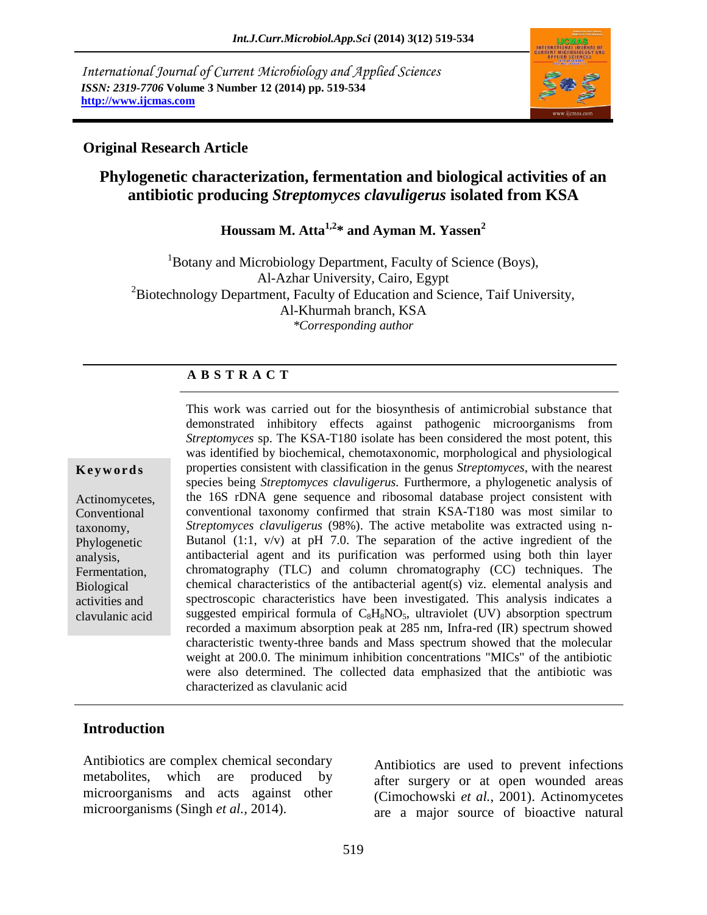International Journal of Current Microbiology and Applied Sciences
*ISSN: 2319-7706* **Volume 3 Number 12 (2014) pp. 519-534**
**http://www.ijcmas.com**

**Original Research Article**

# Phylogenetic characterization, fermentation and biological activities of an antibiotic producing *Streptomyces clavuligerus* isolated from KSA

**Houssam M. Atta[1,2]* and Ayman M. Yassen[2]**

[1]Botany and Microbiology Department, Faculty of Science (Boys), Al-Azhar University, Cairo, Egypt
[2]Biotechnology Department, Faculty of Education and Science, Taif University, Al-Khurmah branch, KSA
*\*Corresponding author*

## A B S T R A C T

**Keywords**

Actinomycetes, Conventional taxonomy, Phylogenetic analysis, Fermentation, Biological activities and clavulanic acid

This work was carried out for the biosynthesis of antimicrobial substance that demonstrated inhibitory effects against pathogenic microorganisms from *Streptomyces* sp. The KSA-T180 isolate has been considered the most potent, this was identified by biochemical, chemotaxonomic, morphological and physiological properties consistent with classification in the genus *Streptomyces*, with the nearest species being *Streptomyces clavuligerus.* Furthermore, a phylogenetic analysis of the 16S rDNA gene sequence and ribosomal database project consistent with conventional taxonomy confirmed that strain KSA-T180 was most similar to *Streptomyces clavuligerus* (98%). The active metabolite was extracted using n-Butanol (1:1, v/v) at pH 7.0. The separation of the active ingredient of the antibacterial agent and its purification was performed using both thin layer chromatography (TLC) and column chromatography (CC) techniques. The chemical characteristics of the antibacterial agent(s) viz. elemental analysis and spectroscopic characteristics have been investigated. This analysis indicates a suggested empirical formula of $C_8H_8NO_5$, ultraviolet (UV) absorption spectrum recorded a maximum absorption peak at 285 nm, Infra-red (IR) spectrum showed characteristic twenty-three bands and Mass spectrum showed that the molecular weight at 200.0. The minimum inhibition concentrations "MICs" of the antibiotic were also determined. The collected data emphasized that the antibiotic was characterized as clavulanic acid

## Introduction

Antibiotics are complex chemical secondary metabolites, which are produced by microorganisms and acts against other microorganisms (Singh *et al.*, 2014).

Antibiotics are used to prevent infections after surgery or at open wounded areas (Cimochowski *et al.*, 2001). Actinomycetes are a major source of bioactive natural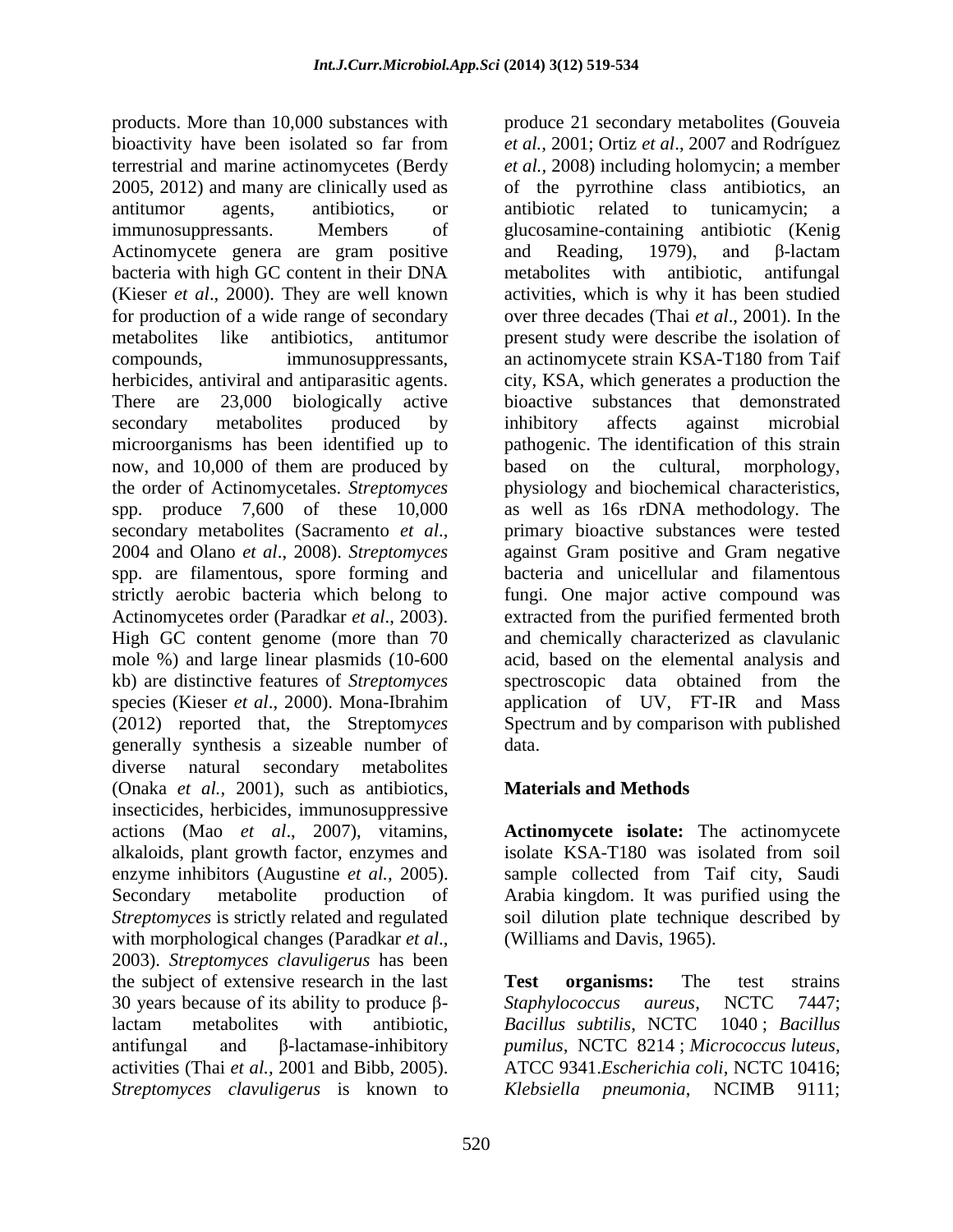products. More than 10,000 substances with bioactivity have been isolated so far from terrestrial and marine actinomycetes (Berdy 2005, 2012) and many are clinically used as antitumor agents, antibiotics, or immunosuppressants. Members of Actinomycete genera are gram positive bacteria with high GC content in their DNA (Kieser *et al*., 2000). They are well known for production of a wide range of secondary metabolites like antibiotics, antitumor compounds, immunosuppressants, herbicides, antiviral and antiparasitic agents. There are 23,000 biologically active secondary metabolites produced by microorganisms has been identified up to now, and 10,000 of them are produced by the order of Actinomycetales. *Streptomyces* spp. produce 7,600 of these 10,000 secondary metabolites (Sacramento *et al*., 2004 and Olano *et al*., 2008). *Streptomyces* spp. are filamentous, spore forming and strictly aerobic bacteria which belong to Actinomycetes order (Paradkar *et al*., 2003). High GC content genome (more than 70 mole %) and large linear plasmids (10-600 kb) are distinctive features of *Streptomyces* species (Kieser *et al*., 2000). Mona-Ibrahim (2012) reported that, the Streptom*yces* generally synthesis a sizeable number of diverse natural secondary metabolites (Onaka *et al.,* 2001), such as antibiotics, insecticides, herbicides, immunosuppressive actions (Mao *et al*., 2007), vitamins, alkaloids, plant growth factor, enzymes and enzyme inhibitors (Augustine *et al.,* 2005). Secondary metabolite production of *Streptomyces* is strictly related and regulated with morphological changes (Paradkar *et al*., 2003). *Streptomyces clavuligerus* has been the subject of extensive research in the last 30 years because of its ability to produce β-lactam metabolites with antibiotic, antifungal and β-lactamase-inhibitory activities (Thai *et al.,* 2001 and Bibb, 2005). *Streptomyces clavuligerus* is known to produce 21 secondary metabolites (Gouveia *et al.*, 2001; Ortiz *et al*., 2007 and Rodríguez *et al.*, 2008) including holomycin; a member of the pyrrothine class antibiotics, an antibiotic related to tunicamycin; a glucosamine-containing antibiotic (Kenig and Reading, 1979), and β-lactam metabolites with antibiotic, antifungal activities, which is why it has been studied over three decades (Thai *et al*., 2001). In the present study were describe the isolation of an actinomycete strain KSA-T180 from Taif city, KSA, which generates a production the bioactive substances that demonstrated inhibitory affects against microbial pathogenic. The identification of this strain based on the cultural, morphology, physiology and biochemical characteristics, as well as 16s rDNA methodology. The primary bioactive substances were tested against Gram positive and Gram negative bacteria and unicellular and filamentous fungi. One major active compound was extracted from the purified fermented broth and chemically characterized as clavulanic acid, based on the elemental analysis and spectroscopic data obtained from the application of UV, FT-IR and Mass Spectrum and by comparison with published data.

## Materials and Methods

**Actinomycete isolate:** The actinomycete isolate KSA-T180 was isolated from soil sample collected from Taif city, Saudi Arabia kingdom. It was purified using the soil dilution plate technique described by (Williams and Davis, 1965).

**Test organisms:** The test strains *Staphylococcus aureus*, NCTC 7447; *Bacillus subtilis*, NCTC 1040 ; *Bacillus pumilus*, NCTC 8214 ; *Micrococcus luteus*, ATCC 9341.*Escherichia coli*, NCTC 10416; *Klebsiella pneumonia*, NCIMB 9111;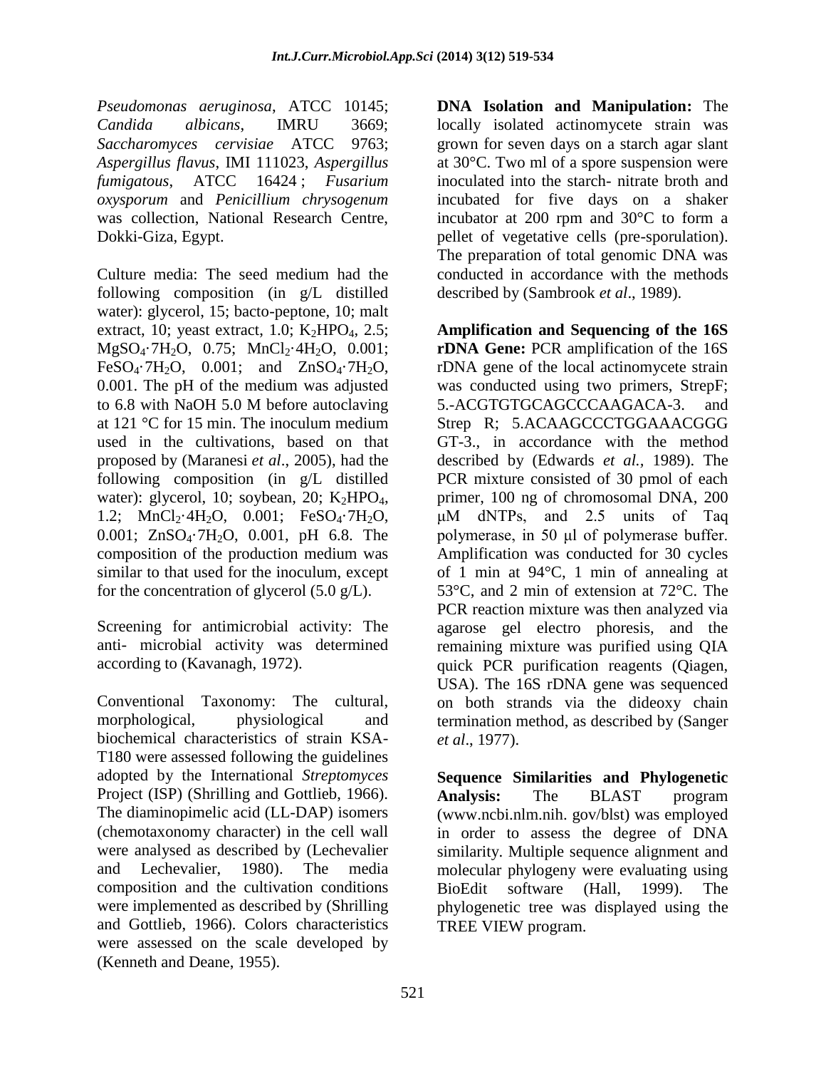*Pseudomonas aeruginosa*, ATCC 10145; *Candida albicans*, IMRU 3669; *Saccharomyces cervisiae* ATCC 9763; *Aspergillus flavus*, IMI 111023, *Aspergillus fumigatous*, ATCC 16424 ; *Fusarium oxysporum* and *Penicillium chrysogenum* was collection, National Research Centre, Dokki-Giza, Egypt.

Culture media: The seed medium had the following composition (in g/L distilled water): glycerol, 15; bacto-peptone, 10; malt extract, 10; yeast extract, 1.0; $K_2HPO_4$, 2.5; $MgSO_4{\cdot}7H_2O$, 0.75; $MnCl_2{\cdot}4H_2O$, 0.001; $FeSO_4{\cdot}7H_2O$, 0.001; and $ZnSO_4{\cdot}7H_2O$, 0.001. The pH of the medium was adjusted to 6.8 with NaOH 5.0 M before autoclaving at 121 °C for 15 min. The inoculum medium used in the cultivations, based on that proposed by (Maranesi *et al*., 2005), had the following composition (in g/L distilled water): glycerol, 10; soybean, 20; $K_2HPO_4$, 1.2; $MnCl_2{\cdot}4H_2O$, 0.001; $FeSO_4{\cdot}7H_2O$, 0.001; $ZnSO_4{\cdot}7H_2O$, 0.001, pH 6.8. The composition of the production medium was similar to that used for the inoculum, except for the concentration of glycerol (5.0 g/L).

Screening for antimicrobial activity: The anti- microbial activity was determined according to (Kavanagh, 1972).

Conventional Taxonomy: The cultural, morphological, physiological and biochemical characteristics of strain KSA-T180 were assessed following the guidelines adopted by the International *Streptomyces* Project (ISP) (Shrilling and Gottlieb, 1966). The diaminopimelic acid (LL-DAP) isomers (chemotaxonomy character) in the cell wall were analysed as described by (Lechevalier and Lechevalier, 1980). The media composition and the cultivation conditions were implemented as described by (Shrilling and Gottlieb, 1966). Colors characteristics were assessed on the scale developed by (Kenneth and Deane, 1955).

**DNA Isolation and Manipulation:** The locally isolated actinomycete strain was grown for seven days on a starch agar slant at 30°C. Two ml of a spore suspension were inoculated into the starch- nitrate broth and incubated for five days on a shaker incubator at 200 rpm and 30°C to form a pellet of vegetative cells (pre-sporulation). The preparation of total genomic DNA was conducted in accordance with the methods described by (Sambrook *et al*., 1989).

**Amplification and Sequencing of the 16S rDNA Gene:** PCR amplification of the 16S rDNA gene of the local actinomycete strain was conducted using two primers, StrepF; 5.-ACGTGTGCAGCCCAAGACA-3. and Strep R; 5.ACAAGCCCTGGAAACGGG GT-3., in accordance with the method described by (Edwards *et al.,* 1989). The PCR mixture consisted of 30 pmol of each primer, 100 ng of chromosomal DNA, 200 μM dNTPs, and 2.5 units of Taq polymerase, in 50 μl of polymerase buffer. Amplification was conducted for 30 cycles of 1 min at 94°C, 1 min of annealing at 53°C, and 2 min of extension at 72°C. The PCR reaction mixture was then analyzed via agarose gel electro phoresis, and the remaining mixture was purified using QIA quick PCR purification reagents (Qiagen, USA). The 16S rDNA gene was sequenced on both strands via the dideoxy chain termination method, as described by (Sanger *et al*., 1977).

**Sequence Similarities and Phylogenetic Analysis:** The BLAST program (www.ncbi.nlm.nih. gov/blst) was employed in order to assess the degree of DNA similarity. Multiple sequence alignment and molecular phylogeny were evaluating using BioEdit software (Hall, 1999). The phylogenetic tree was displayed using the TREE VIEW program.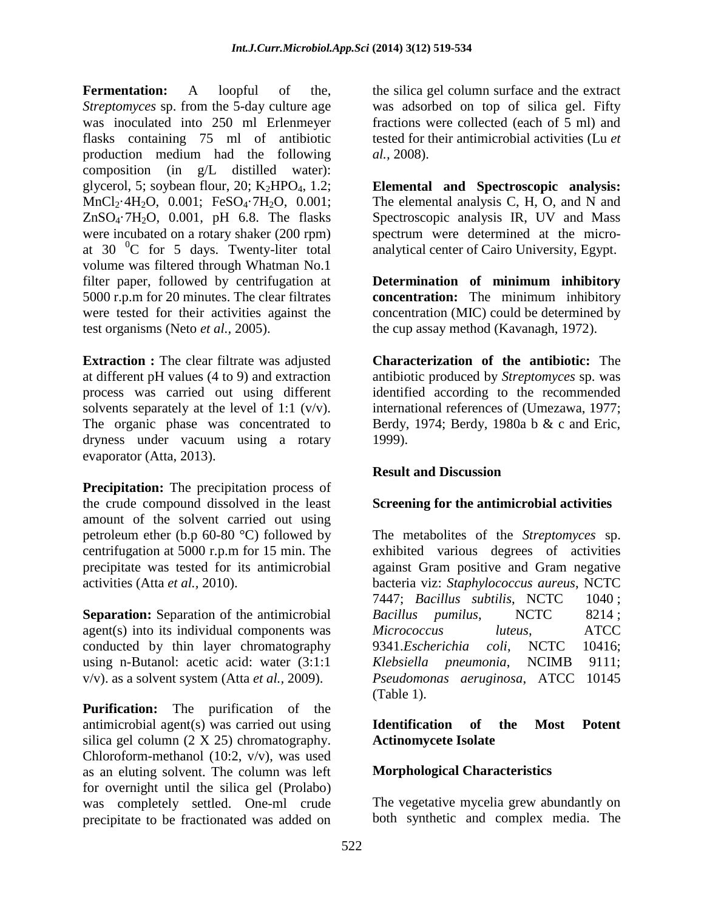**Fermentation:** A loopful of the, *Streptomyces* sp. from the 5-day culture age was inoculated into 250 ml Erlenmeyer flasks containing 75 ml of antibiotic production medium had the following composition (in g/L distilled water): glycerol, 5; soybean flour, 20; $K_2HPO_4$, 1.2; $MnCl_2 \cdot 4H_2O$, 0.001; $FeSO_4 \cdot 7H_2O$, 0.001; $ZnSO_4 \cdot 7H_2O$, 0.001, pH 6.8. The flasks were incubated on a rotary shaker (200 rpm) at 30 $^0$C for 5 days. Twenty-liter total volume was filtered through Whatman No.1 filter paper, followed by centrifugation at 5000 r.p.m for 20 minutes. The clear filtrates were tested for their activities against the test organisms (Neto *et al.*, 2005).

**Extraction :** The clear filtrate was adjusted at different pH values (4 to 9) and extraction process was carried out using different solvents separately at the level of 1:1 (v/v). The organic phase was concentrated to dryness under vacuum using a rotary evaporator (Atta, 2013).

**Precipitation:** The precipitation process of the crude compound dissolved in the least amount of the solvent carried out using petroleum ether (b.p 60-80 °C) followed by centrifugation at 5000 r.p.m for 15 min. The precipitate was tested for its antimicrobial activities (Atta *et al.,* 2010).

**Separation:** Separation of the antimicrobial agent(s) into its individual components was conducted by thin layer chromatography using n-Butanol: acetic acid: water (3:1:1 v/v). as a solvent system (Atta *et al.,* 2009).

**Purification:** The purification of the antimicrobial agent(s) was carried out using silica gel column (2 X 25) chromatography. Chloroform-methanol (10:2, v/v), was used as an eluting solvent. The column was left for overnight until the silica gel (Prolabo) was completely settled. One-ml crude precipitate to be fractionated was added on the silica gel column surface and the extract was adsorbed on top of silica gel. Fifty fractions were collected (each of 5 ml) and tested for their antimicrobial activities (Lu *et al.,* 2008).

**Elemental and Spectroscopic analysis:** The elemental analysis C, H, O, and N and Spectroscopic analysis IR, UV and Mass spectrum were determined at the micro-analytical center of Cairo University, Egypt.

**Determination of minimum inhibitory concentration:** The minimum inhibitory concentration (MIC) could be determined by the cup assay method (Kavanagh, 1972).

**Characterization of the antibiotic:** The antibiotic produced by *Streptomyces* sp. was identified according to the recommended international references of (Umezawa, 1977; Berdy, 1974; Berdy, 1980a b & c and Eric, 1999).

## Result and Discussion

### Screening for the antimicrobial activities

The metabolites of the *Streptomyces* sp. exhibited various degrees of activities against Gram positive and Gram negative bacteria viz: *Staphylococcus aureus*, NCTC 7447; *Bacillus subtilis*, NCTC 1040 ; *Bacillus pumilus*, NCTC 8214 ; *Micrococcus luteus*, ATCC 9341.*Escherichia coli*, NCTC 10416; *Klebsiella pneumonia*, NCIMB 9111; *Pseudomonas aeruginosa*, ATCC 10145 (Table 1).

### Identification of the Most Potent Actinomycete Isolate

### Morphological Characteristics

The vegetative mycelia grew abundantly on both synthetic and complex media. The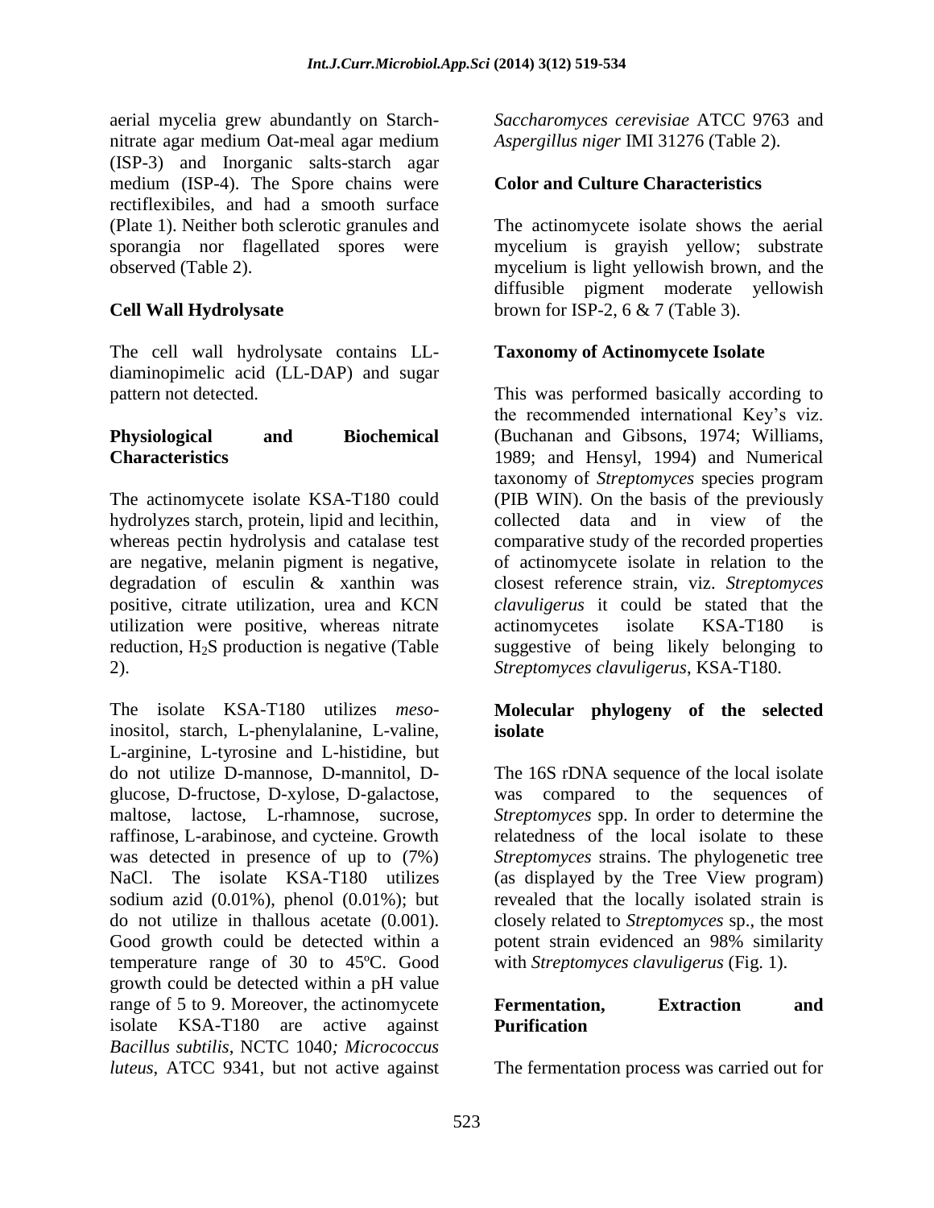aerial mycelia grew abundantly on Starch-nitrate agar medium Oat-meal agar medium (ISP-3) and Inorganic salts-starch agar medium (ISP-4). The Spore chains were rectiflexibiles, and had a smooth surface (Plate 1). Neither both sclerotic granules and sporangia nor flagellated spores were observed (Table 2).

## Cell Wall Hydrolysate

The cell wall hydrolysate contains LL-diaminopimelic acid (LL-DAP) and sugar pattern not detected.

## Physiological and Biochemical Characteristics

The actinomycete isolate KSA-T180 could hydrolyzes starch, protein, lipid and lecithin, whereas pectin hydrolysis and catalase test are negative, melanin pigment is negative, degradation of esculin & xanthin was positive, citrate utilization, urea and KCN utilization were positive, whereas nitrate reduction, $H_2S$ production is negative (Table 2).

The isolate KSA-T180 utilizes *meso*-inositol, starch, L-phenylalanine, L-valine, L-arginine, L-tyrosine and L-histidine, but do not utilize D-mannose, D-mannitol, D-glucose, D-fructose, D-xylose, D-galactose, maltose, lactose, L-rhamnose, sucrose, raffinose, L-arabinose, and cycteine. Growth was detected in presence of up to (7%) NaCl. The isolate KSA-T180 utilizes sodium azid (0.01%), phenol (0.01%); but do not utilize in thallous acetate (0.001). Good growth could be detected within a temperature range of 30 to 45ºC. Good growth could be detected within a pH value range of 5 to 9. Moreover, the actinomycete isolate KSA-T180 are active against *Bacillus subtilis*, NCTC 1040*; Micrococcus luteus*, ATCC 9341, but not active against *Saccharomyces cerevisiae* ATCC 9763 and *Aspergillus niger* IMI 31276 (Table 2).

## Color and Culture Characteristics

The actinomycete isolate shows the aerial mycelium is grayish yellow; substrate mycelium is light yellowish brown, and the diffusible pigment moderate yellowish brown for ISP-2, 6 & 7 (Table 3).

## Taxonomy of Actinomycete Isolate

This was performed basically according to the recommended international Key's viz. (Buchanan and Gibsons, 1974; Williams, 1989; and Hensyl, 1994) and Numerical taxonomy of *Streptomyces* species program (PIB WIN). On the basis of the previously collected data and in view of the comparative study of the recorded properties of actinomycete isolate in relation to the closest reference strain, viz. *Streptomyces clavuligerus* it could be stated that the actinomycetes isolate KSA-T180 is suggestive of being likely belonging to *Streptomyces clavuligerus*, KSA-T180.

## Molecular phylogeny of the selected isolate

The 16S rDNA sequence of the local isolate was compared to the sequences of *Streptomyces* spp. In order to determine the relatedness of the local isolate to these *Streptomyces* strains. The phylogenetic tree (as displayed by the Tree View program) revealed that the locally isolated strain is closely related to *Streptomyces* sp., the most potent strain evidenced an 98% similarity with *Streptomyces clavuligerus* (Fig. 1).

## Fermentation, Extraction and Purification

The fermentation process was carried out for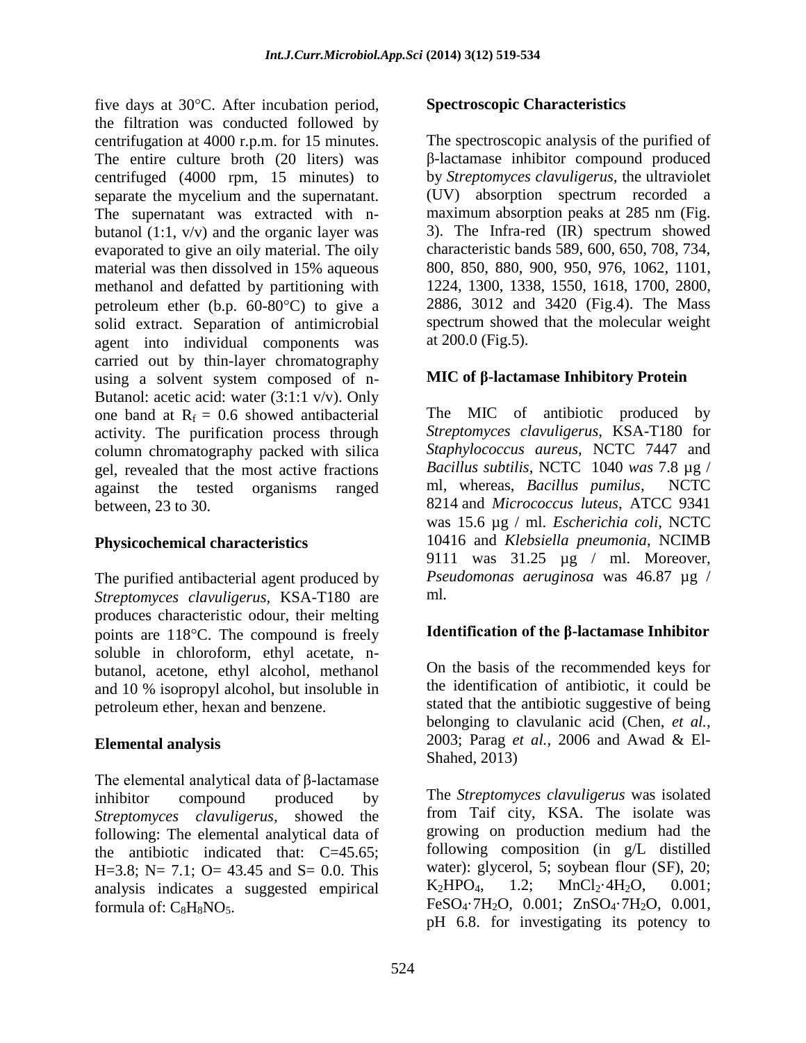five days at 30°C. After incubation period, the filtration was conducted followed by centrifugation at 4000 r.p.m. for 15 minutes. The entire culture broth (20 liters) was centrifuged (4000 rpm, 15 minutes) to separate the mycelium and the supernatant. The supernatant was extracted with n-butanol (1:1, v/v) and the organic layer was evaporated to give an oily material. The oily material was then dissolved in 15% aqueous methanol and defatted by partitioning with petroleum ether (b.p. 60-80°C) to give a solid extract. Separation of antimicrobial agent into individual components was carried out by thin-layer chromatography using a solvent system composed of n-Butanol: acetic acid: water (3:1:1 v/v). Only one band at $R_f = 0.6$ showed antibacterial activity. The purification process through column chromatography packed with silica gel, revealed that the most active fractions against the tested organisms ranged between, 23 to 30.

**Physicochemical characteristics**

The purified antibacterial agent produced by *Streptomyces clavuligerus*, KSA-T180 are produces characteristic odour, their melting points are 118°C. The compound is freely soluble in chloroform, ethyl acetate, n-butanol, acetone, ethyl alcohol, methanol and 10 % isopropyl alcohol, but insoluble in petroleum ether, hexan and benzene.

**Elemental analysis**

The elemental analytical data of β-lactamase inhibitor compound produced by *Streptomyces clavuligerus*, showed the following: The elemental analytical data of the antibiotic indicated that: C=45.65; H=3.8; N= 7.1; O= 43.45 and S= 0.0. This analysis indicates a suggested empirical formula of: $C_8H_8NO_5$.

**Spectroscopic Characteristics**

The spectroscopic analysis of the purified of β-lactamase inhibitor compound produced by *Streptomyces clavuligerus*, the ultraviolet (UV) absorption spectrum recorded a maximum absorption peaks at 285 nm (Fig. 3). The Infra-red (IR) spectrum showed characteristic bands 589, 600, 650, 708, 734, 800, 850, 880, 900, 950, 976, 1062, 1101, 1224, 1300, 1338, 1550, 1618, 1700, 2800, 2886, 3012 and 3420 (Fig.4). The Mass spectrum showed that the molecular weight at 200.0 (Fig.5).

**MIC of β-lactamase Inhibitory Protein**

The MIC of antibiotic produced by *Streptomyces clavuligerus*, KSA-T180 for *Staphylococcus aureus*, NCTC 7447 and *Bacillus subtilis*, NCTC 1040 *was* 7.8 µg / ml, whereas, *Bacillus pumilus*, NCTC 8214 and *Micrococcus luteus*, ATCC 9341 was 15.6 µg / ml. *Escherichia coli*, NCTC 10416 and *Klebsiella pneumonia*, NCIMB 9111 was 31.25 µg / ml. Moreover, *Pseudomonas aeruginosa* was 46.87 µg / ml.

**Identification of the β-lactamase Inhibitor**

On the basis of the recommended keys for the identification of antibiotic, it could be stated that the antibiotic suggestive of being belonging to clavulanic acid (Chen, *et al.*, 2003; Parag *et al.*, 2006 and Awad & El-Shahed, 2013)

The *Streptomyces clavuligerus* was isolated from Taif city, KSA. The isolate was growing on production medium had the following composition (in g/L distilled water): glycerol, 5; soybean flour (SF), 20; $K_2HPO_4$, 1.2; $MnCl_2 \cdot 4H_2O$, 0.001; $FeSO_4 \cdot 7H_2O$, 0.001; $ZnSO_4 \cdot 7H_2O$, 0.001, pH 6.8. for investigating its potency to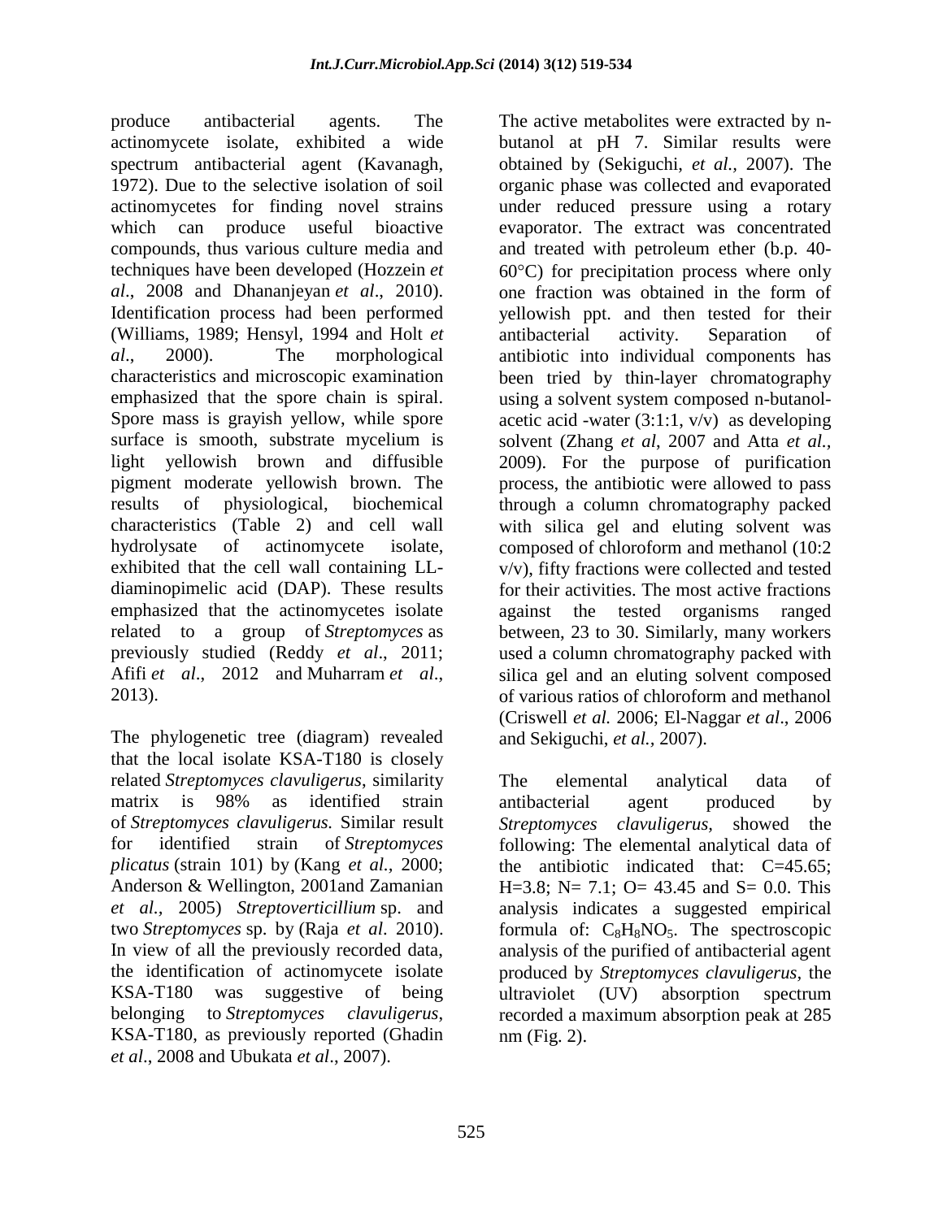produce antibacterial agents. The actinomycete isolate, exhibited a wide spectrum antibacterial agent (Kavanagh, 1972). Due to the selective isolation of soil actinomycetes for finding novel strains which can produce useful bioactive compounds, thus various culture media and techniques have been developed (Hozzein *et al*., 2008 and Dhananjeyan *et al*., 2010). Identification process had been performed (Williams, 1989; Hensyl, 1994 and Holt *et al*., 2000). The morphological characteristics and microscopic examination emphasized that the spore chain is spiral. Spore mass is grayish yellow, while spore surface is smooth, substrate mycelium is light yellowish brown and diffusible pigment moderate yellowish brown. The results of physiological, biochemical characteristics (Table 2) and cell wall hydrolysate of actinomycete isolate, exhibited that the cell wall containing LL-diaminopimelic acid (DAP). These results emphasized that the actinomycetes isolate related to a group of *Streptomyces* as previously studied (Reddy *et al*., 2011; Afifi *et al*., 2012 and Muharram *et al*., 2013).

The phylogenetic tree (diagram) revealed that the local isolate KSA-T180 is closely related *Streptomyces clavuligerus*, similarity matrix is 98% as identified strain of *Streptomyces clavuligerus.* Similar result for identified strain of *Streptomyces plicatus* (strain 101) by (Kang *et al.,* 2000; Anderson & Wellington, 2001and Zamanian *et al.,* 2005) *Streptoverticillium* sp. and two *Streptomyces* sp. by (Raja *et al*. 2010). In view of all the previously recorded data, the identification of actinomycete isolate KSA-T180 was suggestive of being belonging to *Streptomyces clavuligerus*, KSA-T180, as previously reported (Ghadin *et al*., 2008 and Ubukata *et al*., 2007).

The active metabolites were extracted by n-butanol at pH 7. Similar results were obtained by (Sekiguchi, *et al.,* 2007). The organic phase was collected and evaporated under reduced pressure using a rotary evaporator. The extract was concentrated and treated with petroleum ether (b.p. 40-60°C) for precipitation process where only one fraction was obtained in the form of yellowish ppt. and then tested for their antibacterial activity. Separation of antibiotic into individual components has been tried by thin-layer chromatography using a solvent system composed n-butanol-acetic acid -water (3:1:1, v/v) as developing solvent (Zhang *et al*, 2007 and Atta *et al.*, 2009). For the purpose of purification process, the antibiotic were allowed to pass through a column chromatography packed with silica gel and eluting solvent was composed of chloroform and methanol (10:2 v/v), fifty fractions were collected and tested for their activities. The most active fractions against the tested organisms ranged between, 23 to 30. Similarly, many workers used a column chromatography packed with silica gel and an eluting solvent composed of various ratios of chloroform and methanol (Criswell *et al.* 2006; El-Naggar *et al*., 2006 and Sekiguchi, *et al.,* 2007).

The elemental analytical data of antibacterial agent produced by *Streptomyces clavuligerus*, showed the following: The elemental analytical data of the antibiotic indicated that: C=45.65; H=3.8; N= 7.1; O= 43.45 and S= 0.0. This analysis indicates a suggested empirical formula of: $C_8H_8NO_5$. The spectroscopic analysis of the purified of antibacterial agent produced by *Streptomyces clavuligerus*, the ultraviolet (UV) absorption spectrum recorded a maximum absorption peak at 285 nm (Fig. 2).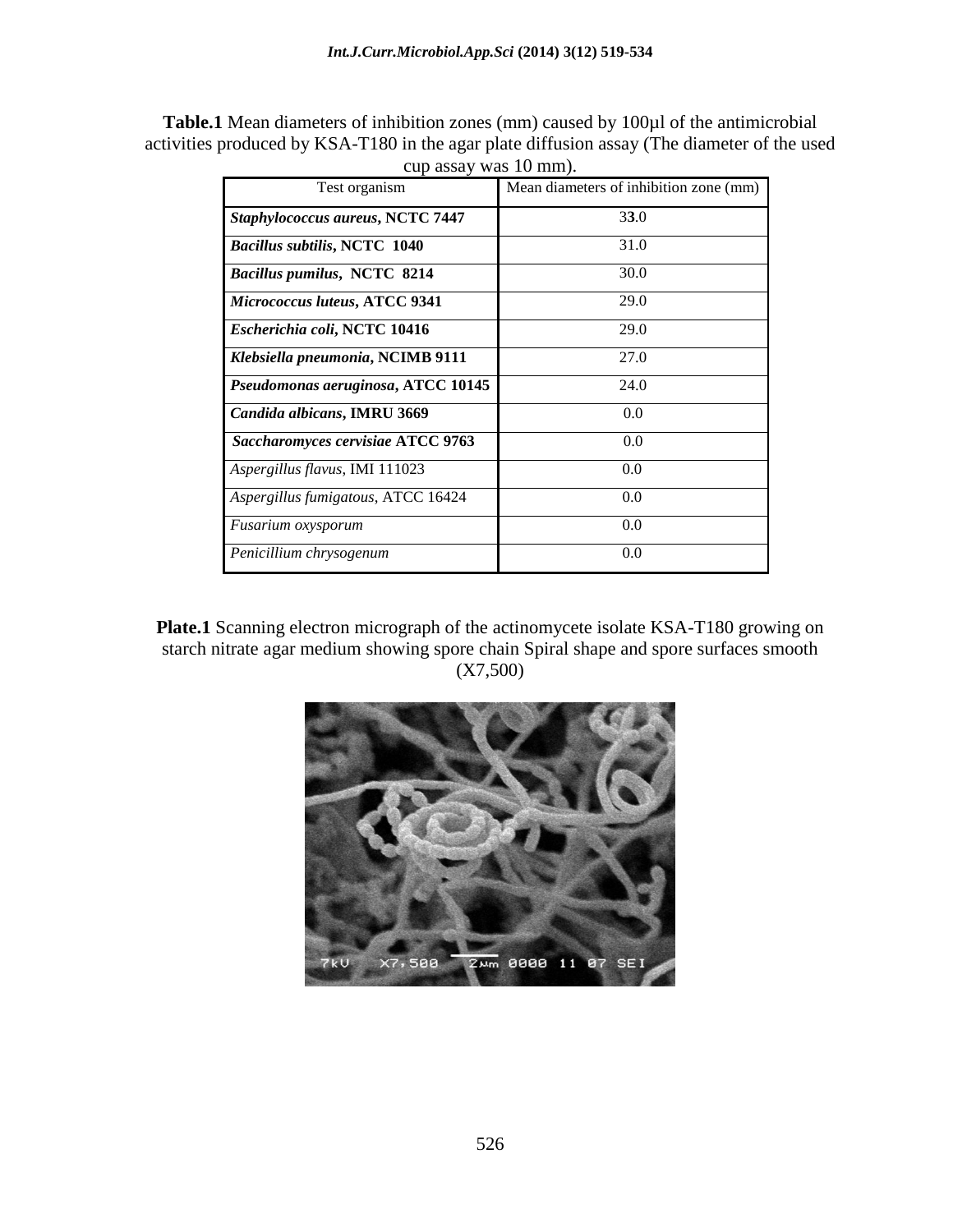**Table.1** Mean diameters of inhibition zones (mm) caused by 100µl of the antimicrobial activities produced by KSA-T180 in the agar plate diffusion assay (The diameter of the used cup assay was 10 mm).

| Test organism | Mean diameters of inhibition zone (mm) |
|---|---|
| ***Staphylococcus aureus*, NCTC 7447** | 33.0 |
| ***Bacillus subtilis*, NCTC 1040** | 31.0 |
| ***Bacillus pumilus*, NCTC 8214** | 30.0 |
| ***Micrococcus luteus*, ATCC 9341** | 29.0 |
| ***Escherichia coli*, NCTC 10416** | 29.0 |
| ***Klebsiella pneumonia*, NCIMB 9111** | 27.0 |
| ***Pseudomonas aeruginosa*, ATCC 10145** | 24.0 |
| ***Candida albicans*, IMRU 3669** | 0.0 |
| ***Saccharomyces cervisiae* ATCC 9763** | 0.0 |
| *Aspergillus flavus*, IMI 111023 | 0.0 |
| *Aspergillus fumigatous*, ATCC 16424 | 0.0 |
| *Fusarium oxysporum* | 0.0 |
| *Penicillium chrysogenum* | 0.0 |

**Plate.1** Scanning electron micrograph of the actinomycete isolate KSA-T180 growing on starch nitrate agar medium showing spore chain Spiral shape and spore surfaces smooth (X7,500)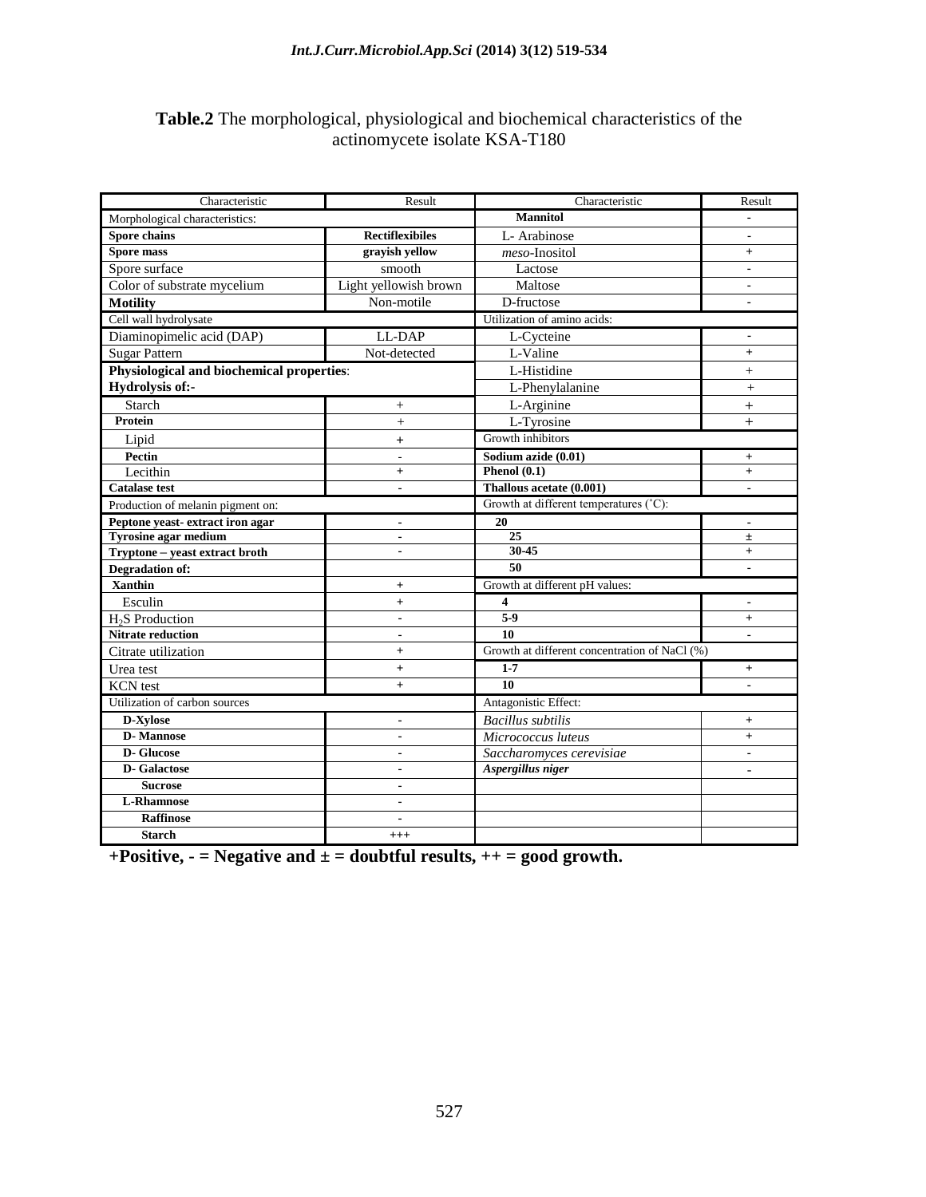**Table.2** The morphological, physiological and biochemical characteristics of the actinomycete isolate KSA-T180

| Characteristic | Result | Characteristic | Result |
|---|---|---|---|
| Morphological characteristics: | | **Mannitol** | - |
| **Spore chains** | **Rectiflexibiles** | L- Arabinose | - |
| **Spore mass** | **grayish yellow** | *meso*-Inositol | + |
| Spore surface | smooth | Lactose | - |
| Color of substrate mycelium | Light yellowish brown | Maltose | - |
| **Motility** | Non-motile | D-fructose | - |
| Cell wall hydrolysate | | Utilization of amino acids: | |
| Diaminopimelic acid (DAP) | LL-DAP | L-Cycteine | - |
| Sugar Pattern | Not-detected | L-Valine | + |
| **Physiological and biochemical properties**: | | L-Histidine | + |
| **Hydrolysis of:-** | | L-Phenylalanine | + |
| Starch | + | L-Arginine | + |
| **Protein** | + | L-Tyrosine | + |
| Lipid | + | Growth inhibitors | |
| **Pectin** | - | **Sodium azide (0.01)** | + |
| Lecithin | + | **Phenol (0.1)** | + |
| **Catalase test** | - | **Thallous acetate (0.001)** | - |
| Production of melanin pigment on: | | Growth at different temperatures (˚C): | |
| **Peptone yeast- extract iron agar** | - | **20** | - |
| **Tyrosine agar medium** | - | **25** | ± |
| **Tryptone – yeast extract broth** | - | **30-45** | + |
| **Degradation of:** | | **50** | - |
| **Xanthin** | + | Growth at different pH values: | |
| Esculin | + | **4** | - |
| $H_2S$ Production | - | **5-9** | + |
| **Nitrate reduction** | - | **10** | - |
| Citrate utilization | + | Growth at different concentration of NaCl (%) | |
| Urea test | + | **1-7** | + |
| KCN test | + | **10** | - |
| Utilization of carbon sources | | Antagonistic Effect: | |
| **D-Xylose** | - | *Bacillus subtilis* | + |
| **D- Mannose** | - | *Micrococcus luteus* | + |
| **D- Glucose** | - | *Saccharomyces cerevisiae* | - |
| **D- Galactose** | - | ***Aspergillus niger*** | - |
| **Sucrose** | - | | |
| **L-Rhamnose** | - | | |
| **Raffinose** | - | | |
| **Starch** | +++ | | |

**+Positive, - = Negative and ± = doubtful results, ++ = good growth.**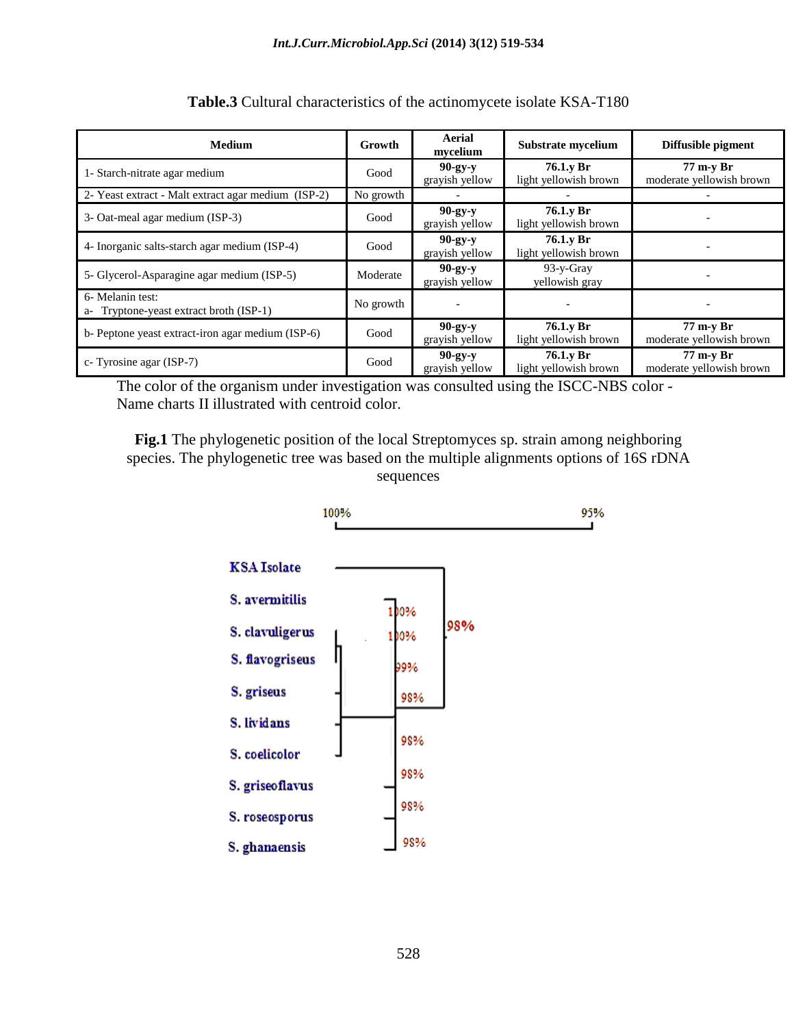**Table.3** Cultural characteristics of the actinomycete isolate KSA-T180

| Medium | Growth | Aerial mycelium | Substrate mycelium | Diffusible pigment |
|---|---|---|---|---|
| 1- Starch-nitrate agar medium | Good | **90-gy-y** grayish yellow | **76.1.y Br** light yellowish brown | **77 m-y Br** moderate yellowish brown |
| 2- Yeast extract - Malt extract agar medium (ISP-2) | No growth | - | - | - |
| 3- Oat-meal agar medium (ISP-3) | Good | **90-gy-y** grayish yellow | **76.1.y Br** light yellowish brown | - |
| 4- Inorganic salts-starch agar medium (ISP-4) | Good | **90-gy-y** grayish yellow | **76.1.y Br** light yellowish brown | - |
| 5- Glycerol-Asparagine agar medium (ISP-5) | Moderate | **90-gy-y** grayish yellow | 93-y-Gray yellowish gray | - |
| 6- Melanin test: a- Tryptone-yeast extract broth (ISP-1) | No growth | - | - | - |
| b- Peptone yeast extract-iron agar medium (ISP-6) | Good | **90-gy-y** grayish yellow | **76.1.y Br** light yellowish brown | **77 m-y Br** moderate yellowish brown |
| c- Tyrosine agar (ISP-7) | Good | **90-gy-y** grayish yellow | **76.1.y Br** light yellowish brown | **77 m-y Br** moderate yellowish brown |

The color of the organism under investigation was consulted using the ISCC-NBS color - Name charts II illustrated with centroid color.

**Fig.1** The phylogenetic position of the local Streptomyces sp. strain among neighboring species. The phylogenetic tree was based on the multiple alignments options of 16S rDNA sequences

100% 95%

KSA Isolate
S. avermitilis
S. clavuligerus
S. flavogriseus
S. griseus
S. lividans
S. coelicolor
S. griseoflavus
S. roseosporus
S. ghanaensis

100% 100% 99% 98% 98% 98% 98% 98% 98%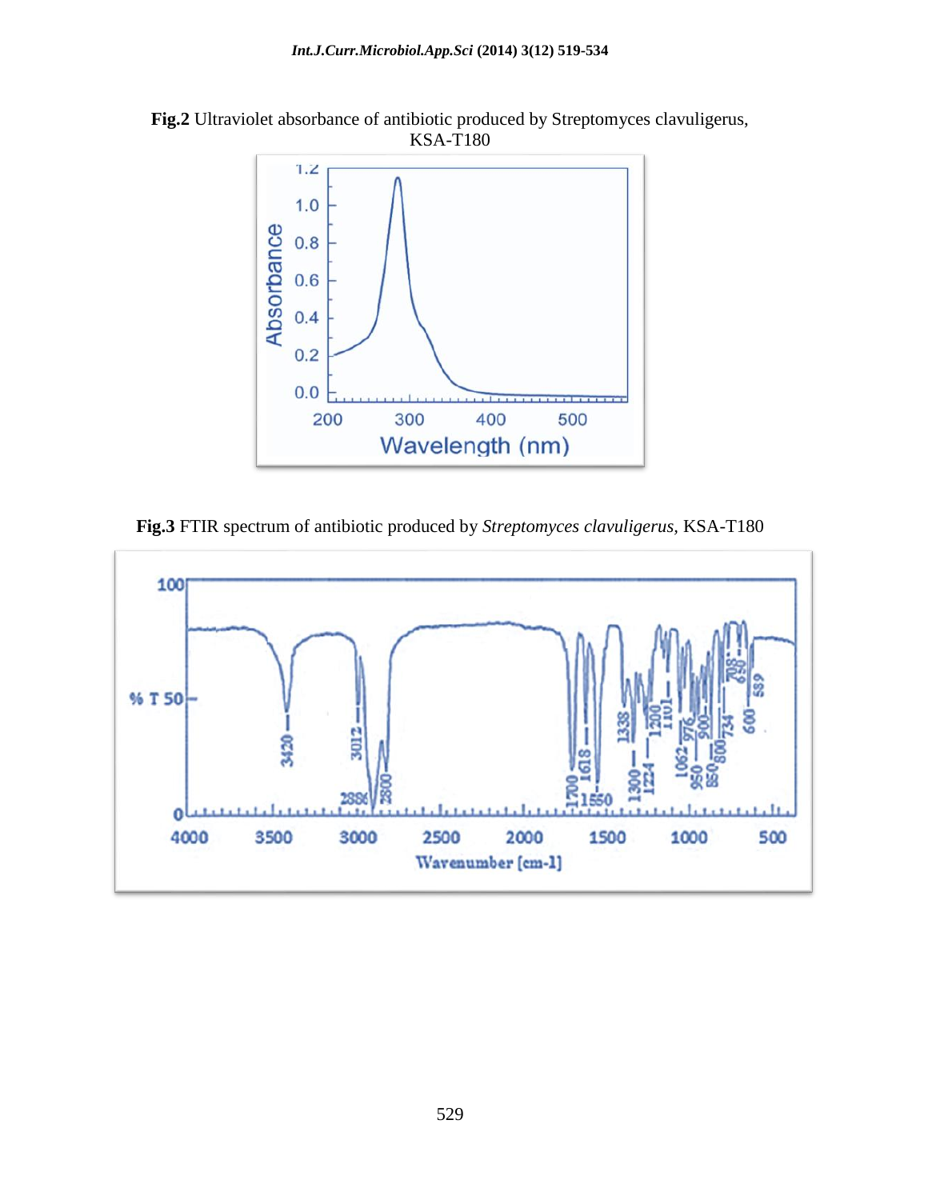**Fig.2** Ultraviolet absorbance of antibiotic produced by Streptomyces clavuligerus, KSA-T180

**Fig.3** FTIR spectrum of antibiotic produced by *Streptomyces clavuligerus*, KSA-T180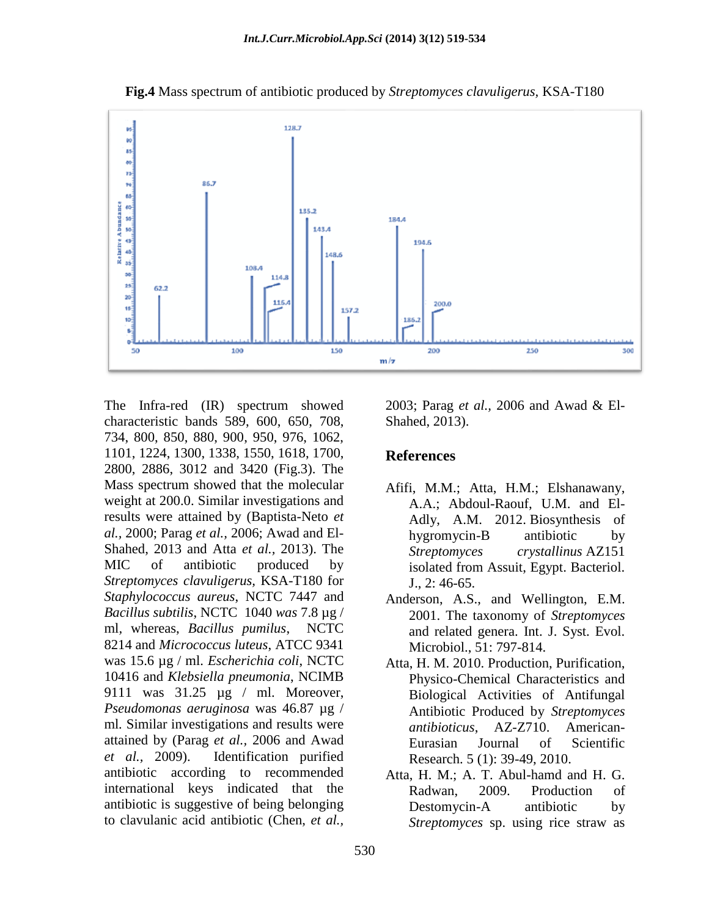**Fig.4** Mass spectrum of antibiotic produced by *Streptomyces clavuligerus*, KSA-T180

The Infra-red (IR) spectrum showed characteristic bands 589, 600, 650, 708, 734, 800, 850, 880, 900, 950, 976, 1062, 1101, 1224, 1300, 1338, 1550, 1618, 1700, 2800, 2886, 3012 and 3420 (Fig.3). The Mass spectrum showed that the molecular weight at 200.0. Similar investigations and results were attained by (Baptista-Neto *et al.*, 2000; Parag *et al.*, 2006; Awad and El-Shahed, 2013 and Atta *et al.*, 2013). The MIC of antibiotic produced by *Streptomyces clavuligerus*, KSA-T180 for *Staphylococcus aureus*, NCTC 7447 and *Bacillus subtilis*, NCTC 1040 *was* 7.8 µg / ml, whereas, *Bacillus pumilus*, NCTC 8214 and *Micrococcus luteus*, ATCC 9341 was 15.6 µg / ml. *Escherichia coli*, NCTC 10416 and *Klebsiella pneumonia*, NCIMB 9111 was 31.25 µg / ml. Moreover, *Pseudomonas aeruginosa* was 46.87 µg / ml. Similar investigations and results were attained by (Parag *et al.*, 2006 and Awad *et al.*, 2009). Identification purified antibiotic according to recommended international keys indicated that the antibiotic is suggestive of being belonging to clavulanic acid antibiotic (Chen, *et al.*, 2003; Parag *et al.*, 2006 and Awad & El-Shahed, 2013).

## References

- Afifi, M.M.; Atta, H.M.; Elshanawany, A.A.; Abdoul-Raouf, U.M. and El-Adly, A.M. 2012. Biosynthesis of hygromycin-B antibiotic by *Streptomyces crystallinus* AZ151 isolated from Assuit, Egypt. Bacteriol. J., 2: 46-65.
- Anderson, A.S., and Wellington, E.M. 2001. The taxonomy of *Streptomyces* and related genera. Int. J. Syst. Evol. Microbiol., 51: 797-814.
- Atta, H. M. 2010. Production, Purification, Physico-Chemical Characteristics and Biological Activities of Antifungal Antibiotic Produced by *Streptomyces antibioticus*, AZ-Z710. American-Eurasian Journal of Scientific Research. 5 (1): 39-49, 2010.
- Atta, H. M.; A. T. Abul-hamd and H. G. Radwan, 2009. Production of Destomycin-A antibiotic by *Streptomyces* sp. using rice straw as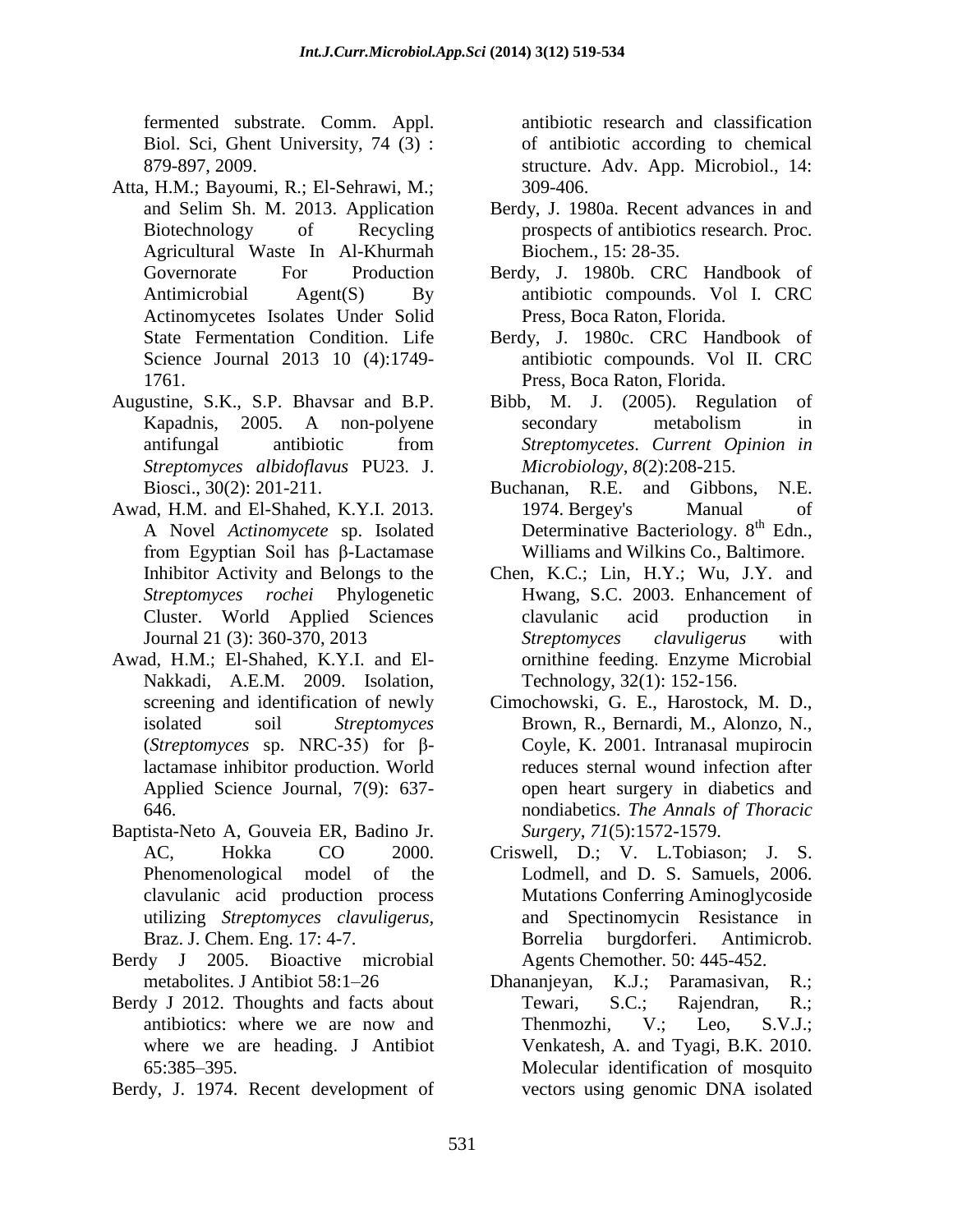fermented substrate. Comm. Appl. Biol. Sci, Ghent University, 74 (3) : 879-897, 2009.

Atta, H.M.; Bayoumi, R.; El-Sehrawi, M.; and Selim Sh. M. 2013. Application Biotechnology of Recycling Agricultural Waste In Al-Khurmah Governorate For Production Antimicrobial Agent(S) By Actinomycetes Isolates Under Solid State Fermentation Condition. Life Science Journal 2013 10 (4):1749-1761.

Augustine, S.K., S.P. Bhavsar and B.P. Kapadnis, 2005. A non-polyene antifungal antibiotic from *Streptomyces albidoflavus* PU23. J. Biosci., 30(2): 201-211.

Awad, H.M. and El-Shahed, K.Y.I. 2013. A Novel *Actinomycete* sp. Isolated from Egyptian Soil has β-Lactamase Inhibitor Activity and Belongs to the *Streptomyces rochei* Phylogenetic Cluster. World Applied Sciences Journal 21 (3): 360-370, 2013

Awad, H.M.; El-Shahed, K.Y.I. and El-Nakkadi, A.E.M. 2009. Isolation, screening and identification of newly isolated soil *Streptomyces* (*Streptomyces* sp. NRC-35) for β-lactamase inhibitor production. World Applied Science Journal, 7(9): 637-646.

Baptista-Neto A, Gouveia ER, Badino Jr. AC, Hokka CO 2000. Phenomenological model of the clavulanic acid production process utilizing *Streptomyces clavuligerus*, Braz. J. Chem. Eng. 17: 4-7.

Berdy J 2005. Bioactive microbial metabolites. J Antibiot 58:1–26

Berdy J 2012. Thoughts and facts about antibiotics: where we are now and where we are heading. J Antibiot 65:385–395.

Berdy, J. 1974. Recent development of antibiotic research and classification of antibiotic according to chemical structure. Adv. App. Microbiol., 14: 309-406.

Berdy, J. 1980a. Recent advances in and prospects of antibiotics research. Proc. Biochem., 15: 28-35.

Berdy, J. 1980b. CRC Handbook of antibiotic compounds. Vol I. CRC Press, Boca Raton, Florida.

Berdy, J. 1980c. CRC Handbook of antibiotic compounds. Vol II. CRC Press, Boca Raton, Florida.

Bibb, M. J. (2005). Regulation of secondary metabolism in *Streptomycetes*. *Current Opinion in Microbiology*, *8*(2):208-215.

Buchanan, R.E. and Gibbons, N.E. 1974. Bergey's Manual of Determinative Bacteriology. 8th Edn., Williams and Wilkins Co., Baltimore.

Chen, K.C.; Lin, H.Y.; Wu, J.Y. and Hwang, S.C. 2003. Enhancement of clavulanic acid production in *Streptomyces clavuligerus* with ornithine feeding. Enzyme Microbial Technology, 32(1): 152-156.

Cimochowski, G. E., Harostock, M. D., Brown, R., Bernardi, M., Alonzo, N., Coyle, K. 2001. Intranasal mupirocin reduces sternal wound infection after open heart surgery in diabetics and nondiabetics. *The Annals of Thoracic Surgery*, *71*(5):1572-1579.

Criswell, D.; V. L.Tobiason; J. S. Lodmell, and D. S. Samuels, 2006. Mutations Conferring Aminoglycoside and Spectinomycin Resistance in Borrelia burgdorferi. Antimicrob. Agents Chemother. 50: 445-452.

Dhananjeyan, K.J.; Paramasivan, R.; Tewari, S.C.; Rajendran, R.; Thenmozhi, V.; Leo, S.V.J.; Venkatesh, A. and Tyagi, B.K. 2010. Molecular identification of mosquito vectors using genomic DNA isolated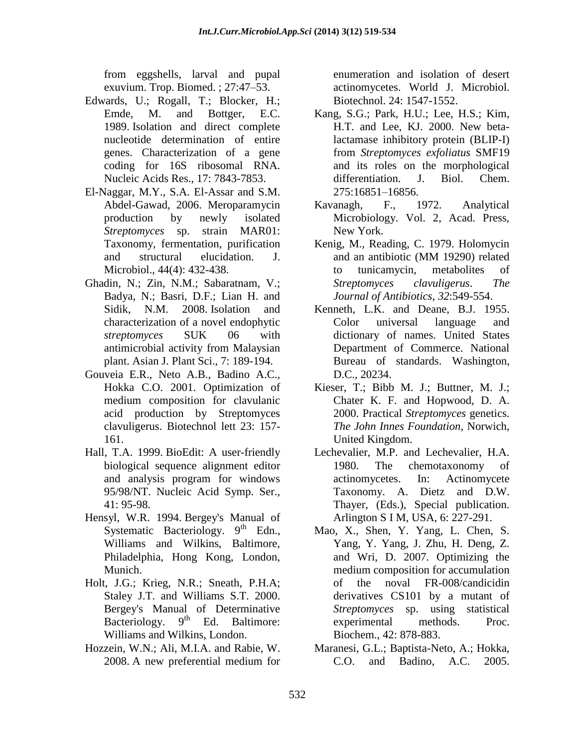from eggshells, larval and pupal exuvium. Trop. Biomed. ; 27:47–53.

Edwards, U.; Rogall, T.; Blocker, H.; Emde, M. and Bottger, E.C. 1989. Isolation and direct complete nucleotide determination of entire genes. Characterization of a gene coding for 16S ribosomal RNA. Nucleic Acids Res., 17: 7843-7853.

El-Naggar, M.Y., S.A. El-Assar and S.M. Abdel-Gawad, 2006. Meroparamycin production by newly isolated *Streptomyces* sp. strain MAR01: Taxonomy, fermentation, purification and structural elucidation. J. Microbiol., 44(4): 432-438.

Ghadin, N.; Zin, N.M.; Sabaratnam, V.; Badya, N.; Basri, D.F.; Lian H. and Sidik, N.M. 2008. Isolation and characterization of a novel endophytic *streptomyces* SUK 06 with antimicrobial activity from Malaysian plant. Asian J. Plant Sci., 7: 189-194.

Gouveia E.R., Neto A.B., Badino A.C., Hokka C.O. 2001. Optimization of medium composition for clavulanic acid production by Streptomyces clavuligerus. Biotechnol lett 23: 157-161.

Hall, T.A. 1999. BioEdit: A user-friendly biological sequence alignment editor and analysis program for windows 95/98/NT. Nucleic Acid Symp. Ser., 41: 95-98.

Hensyl, W.R. 1994. Bergey's Manual of Systematic Bacteriology. 9th Edn., Williams and Wilkins, Baltimore, Philadelphia, Hong Kong, London, Munich.

Holt, J.G.; Krieg, N.R.; Sneath, P.H.A; Staley J.T. and Williams S.T. 2000. Bergey's Manual of Determinative Bacteriology. 9th Ed. Baltimore: Williams and Wilkins, London.

Hozzein, W.N.; Ali, M.I.A. and Rabie, W. 2008. A new preferential medium for enumeration and isolation of desert actinomycetes. World J. Microbiol. Biotechnol. 24: 1547-1552.

Kang, S.G.; Park, H.U.; Lee, H.S.; Kim, H.T. and Lee, KJ. 2000. New beta-lactamase inhibitory protein (BLIP-I) from *Streptomyces exfoliatus* SMF19 and its roles on the morphological differentiation. J. Biol. Chem. 275:16851–16856.

Kavanagh, F., 1972. Analytical Microbiology. Vol. 2, Acad. Press, New York.

Kenig, M., Reading, C. 1979. Holomycin and an antibiotic (MM 19290) related to tunicamycin, metabolites of *Streptomyces clavuligerus*. *The Journal of Antibiotics*, *32*:549-554.

Kenneth, L.K. and Deane, B.J. 1955. Color universal language and dictionary of names. United States Department of Commerce. National Bureau of standards. Washington, D.C., 20234.

Kieser, T.; Bibb M. J.; Buttner, M. J.; Chater K. F. and Hopwood, D. A. 2000. Practical *Streptomyces* genetics. *The John Innes Foundation*, Norwich, United Kingdom.

Lechevalier, M.P. and Lechevalier, H.A. 1980. The chemotaxonomy of actinomycetes. In: Actinomycete Taxonomy. A. Dietz and D.W. Thayer, (Eds.), Special publication. Arlington S I M, USA, 6: 227-291.

Mao, X., Shen, Y. Yang, L. Chen, S. Yang, Y. Yang, J. Zhu, H. Deng, Z. and Wri, D. 2007. Optimizing the medium composition for accumulation of the noval FR-008/candicidin derivatives CS101 by a mutant of *Streptomyces* sp. using statistical experimental methods. Proc. Biochem., 42: 878-883.

Maranesi, G.L.; Baptista-Neto, A.; Hokka, C.O. and Badino, A.C. 2005.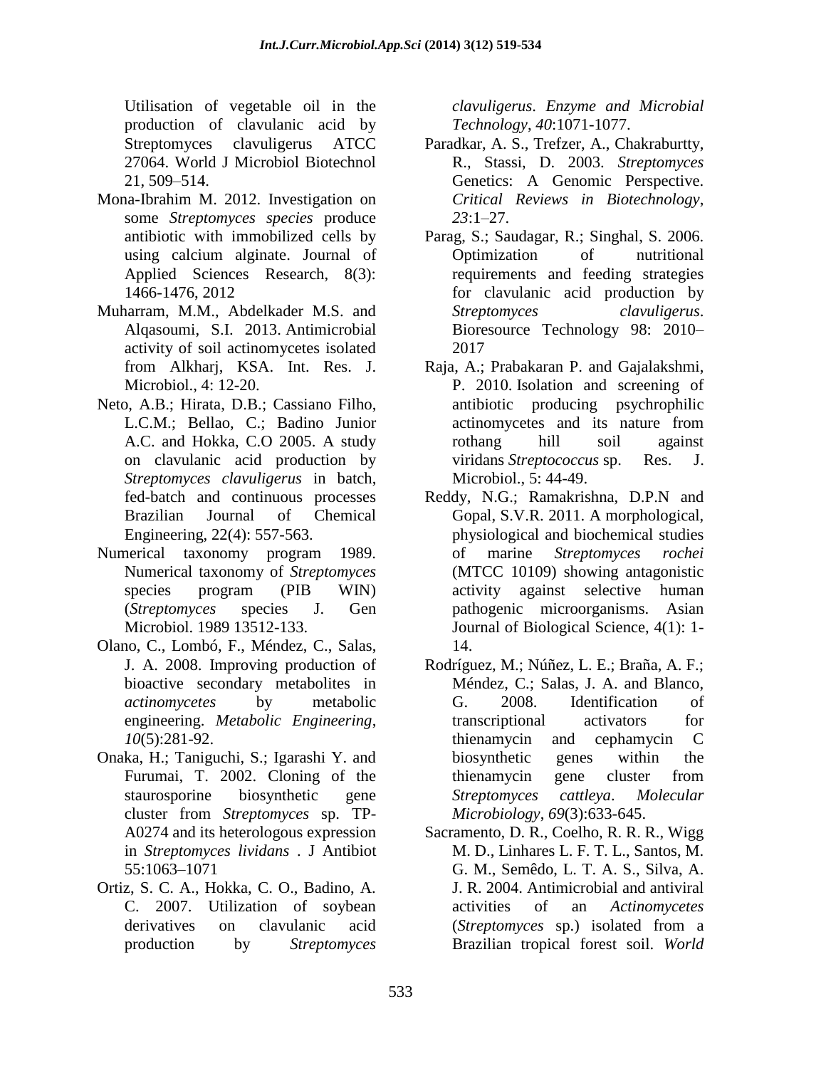Utilisation of vegetable oil in the production of clavulanic acid by Streptomyces clavuligerus ATCC 27064. World J Microbiol Biotechnol 21, 509–514.

Mona-Ibrahim M. 2012. Investigation on some *Streptomyces species* produce antibiotic with immobilized cells by using calcium alginate. Journal of Applied Sciences Research, 8(3): 1466-1476, 2012

Muharram, M.M., Abdelkader M.S. and Alqasoumi, S.I. 2013. Antimicrobial activity of soil actinomycetes isolated from Alkharj, KSA. Int. Res. J. Microbiol., 4: 12-20.

Neto, A.B.; Hirata, D.B.; Cassiano Filho, L.C.M.; Bellao, C.; Badino Junior A.C. and Hokka, C.O 2005. A study on clavulanic acid production by *Streptomyces clavuligerus* in batch, fed-batch and continuous processes Brazilian Journal of Chemical Engineering, 22(4): 557-563.

Numerical taxonomy program 1989. Numerical taxonomy of *Streptomyces* species program (PIB WIN) (*Streptomyces* species J. Gen Microbiol. 1989 13512-133.

Olano, C., Lombó, F., Méndez, C., Salas, J. A. 2008. Improving production of bioactive secondary metabolites in *actinomycetes* by metabolic engineering. *Metabolic Engineering*, *10*(5):281-92.

Onaka, H.; Taniguchi, S.; Igarashi Y. and Furumai, T. 2002. Cloning of the staurosporine biosynthetic gene cluster from *Streptomyces* sp. TP-A0274 and its heterologous expression in *Streptomyces lividans* . J Antibiot 55:1063–1071

Ortiz, S. C. A., Hokka, C. O., Badino, A. C. 2007. Utilization of soybean derivatives on clavulanic acid production by *Streptomyces clavuligerus*. *Enzyme and Microbial Technology*, *40*:1071-1077.

Paradkar, A. S., Trefzer, A., Chakraburtty, R., Stassi, D. 2003. *Streptomyces* Genetics: A Genomic Perspective. *Critical Reviews in Biotechnology*, *23*:1–27.

Parag, S.; Saudagar, R.; Singhal, S. 2006. Optimization of nutritional requirements and feeding strategies for clavulanic acid production by *Streptomyces clavuligerus*. Bioresource Technology 98: 2010–2017

Raja, A.; Prabakaran P. and Gajalakshmi, P. 2010. Isolation and screening of antibiotic producing psychrophilic actinomycetes and its nature from rothang hill soil against viridans *Streptococcus* sp. Res. J. Microbiol., 5: 44-49.

Reddy, N.G.; Ramakrishna, D.P.N and Gopal, S.V.R. 2011. A morphological, physiological and biochemical studies of marine *Streptomyces rochei* (MTCC 10109) showing antagonistic activity against selective human pathogenic microorganisms. Asian Journal of Biological Science, 4(1): 1-14.

Rodríguez, M.; Núñez, L. E.; Braña, A. F.; Méndez, C.; Salas, J. A. and Blanco, G. 2008. Identification of transcriptional activators for thienamycin and cephamycin C biosynthetic genes within the thienamycin gene cluster from *Streptomyces cattleya*. *Molecular Microbiology*, *69*(3):633-645.

Sacramento, D. R., Coelho, R. R. R., Wigg M. D., Linhares L. F. T. L., Santos, M. G. M., Semêdo, L. T. A. S., Silva, A. J. R. 2004. Antimicrobial and antiviral activities of an *Actinomycetes* (*Streptomyces* sp.) isolated from a Brazilian tropical forest soil. *World*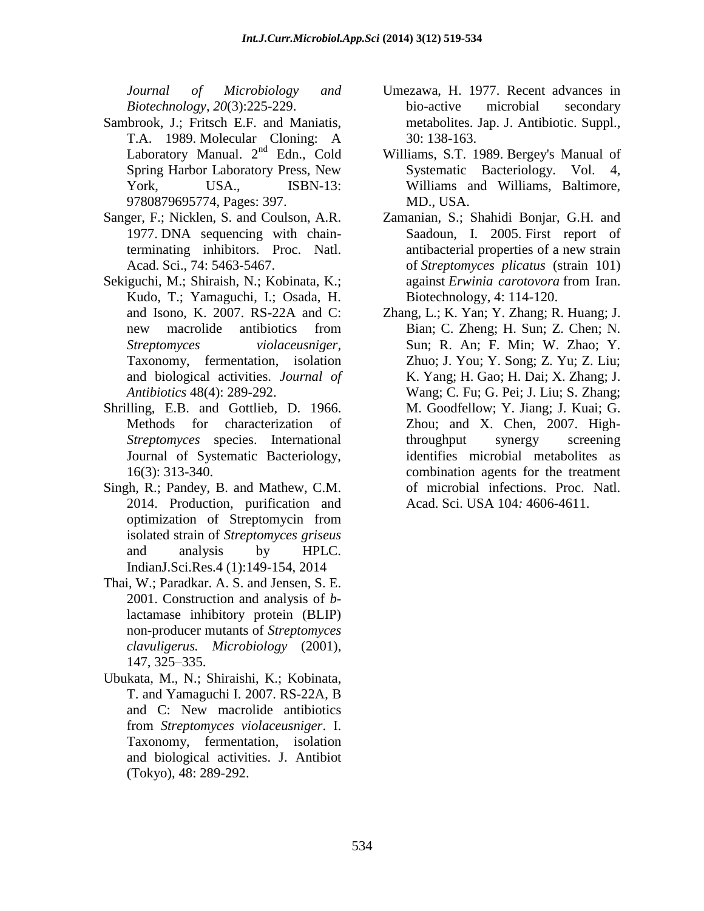*Journal of Microbiology and Biotechnology*, *20*(3):225-229.

Sambrook, J.; Fritsch E.F. and Maniatis, T.A. 1989. Molecular Cloning: A Laboratory Manual. 2[nd] Edn., Cold Spring Harbor Laboratory Press, New York, USA., ISBN-13: 9780879695774, Pages: 397.

Sanger, F.; Nicklen, S. and Coulson, A.R. 1977. DNA sequencing with chain-terminating inhibitors. Proc. Natl. Acad. Sci., 74: 5463-5467.

Sekiguchi, M.; Shiraish, N.; Kobinata, K.; Kudo, T.; Yamaguchi, I.; Osada, H. and Isono, K. 2007. RS-22A and C: new macrolide antibiotics from *Streptomyces violaceusniger*, Taxonomy, fermentation, isolation and biological activities. *Journal of Antibiotics* 48(4): 289-292.

Shrilling, E.B. and Gottlieb, D. 1966. Methods for characterization of *Streptomyces* species. International Journal of Systematic Bacteriology, 16(3): 313-340.

Singh, R.; Pandey, B. and Mathew, C.M. 2014. Production, purification and optimization of Streptomycin from isolated strain of *Streptomyces griseus* and analysis by HPLC. IndianJ.Sci.Res.4 (1):149-154, 2014

Thai, W.; Paradkar. A. S. and Jensen, S. E. 2001. Construction and analysis of *b*-lactamase inhibitory protein (BLIP) non-producer mutants of *Streptomyces clavuligerus. Microbiology* (2001), 147, 325–335.

Ubukata, M., N.; Shiraishi, K.; Kobinata, T. and Yamaguchi I. 2007. RS-22A, B and C: New macrolide antibiotics from *Streptomyces violaceusniger*. I. Taxonomy, fermentation, isolation and biological activities. J. Antibiot (Tokyo), 48: 289-292.

Umezawa, H. 1977. Recent advances in bio-active microbial secondary metabolites. Jap. J. Antibiotic. Suppl., 30: 138-163.

Williams, S.T. 1989. Bergey's Manual of Systematic Bacteriology. Vol. 4, Williams and Williams, Baltimore, MD., USA.

Zamanian, S.; Shahidi Bonjar, G.H. and Saadoun, I. 2005. First report of antibacterial properties of a new strain of *Streptomyces plicatus* (strain 101) against *Erwinia carotovora* from Iran. Biotechnology, 4: 114-120.

Zhang, L.; K. Yan; Y. Zhang; R. Huang; J. Bian; C. Zheng; H. Sun; Z. Chen; N. Sun; R. An; F. Min; W. Zhao; Y. Zhuo; J. You; Y. Song; Z. Yu; Z. Liu; K. Yang; H. Gao; H. Dai; X. Zhang; J. Wang; C. Fu; G. Pei; J. Liu; S. Zhang; M. Goodfellow; Y. Jiang; J. Kuai; G. Zhou; and X. Chen, 2007. High-throughput synergy screening identifies microbial metabolites as combination agents for the treatment of microbial infections. Proc. Natl. Acad. Sci. USA 104*:* 4606-4611.